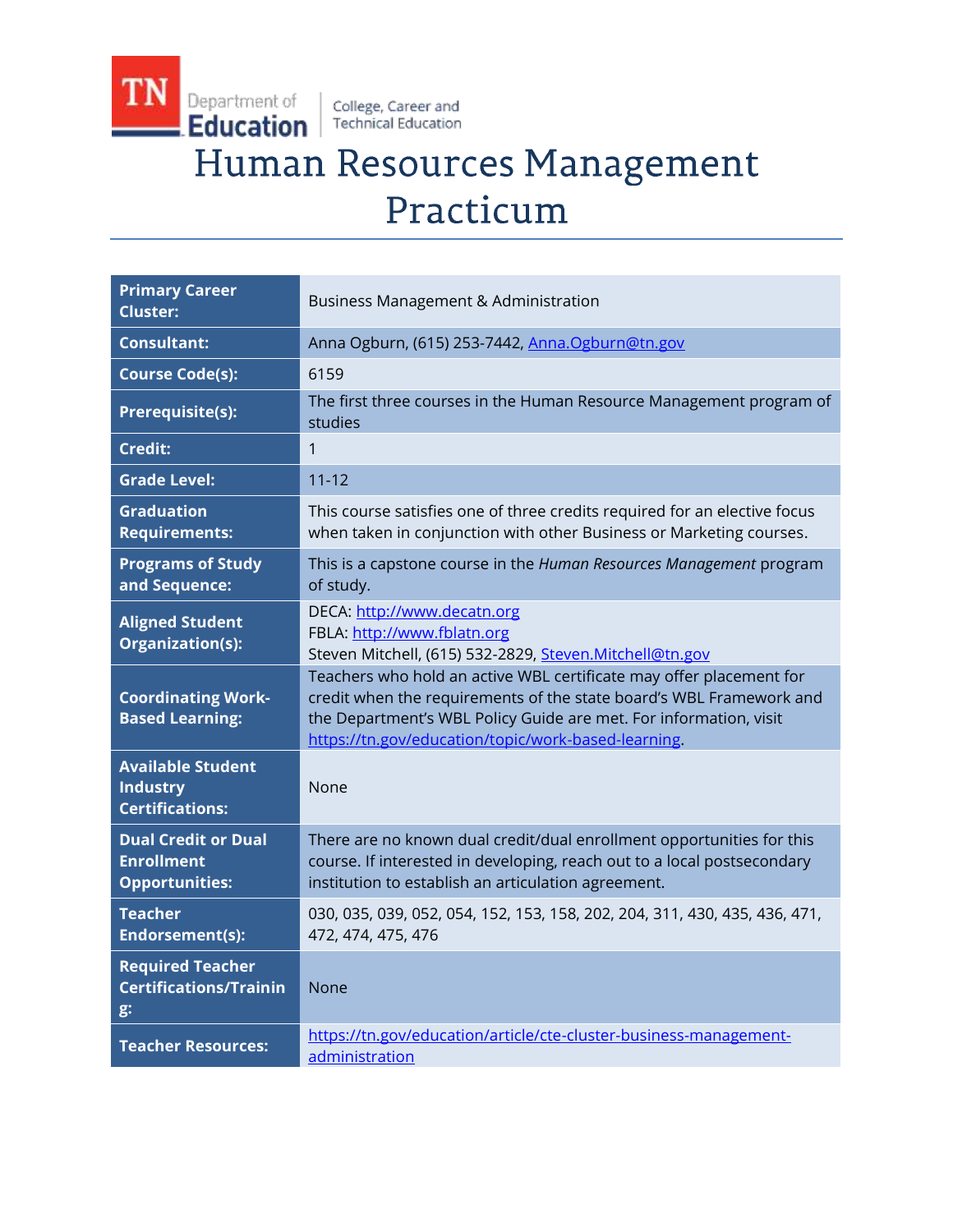TN Department of Education | College, Career and Technical Education

# Human Resources Management Practicum

| | |
|---|---|
| **Primary Career Cluster:** | Business Management & Administration |
| **Consultant:** | Anna Ogburn, (615) 253-7442, Anna.Ogburn@tn.gov |
| **Course Code(s):** | 6159 |
| **Prerequisite(s):** | The first three courses in the Human Resource Management program of studies |
| **Credit:** | 1 |
| **Grade Level:** | 11-12 |
| **Graduation Requirements:** | This course satisfies one of three credits required for an elective focus when taken in conjunction with other Business or Marketing courses. |
| **Programs of Study and Sequence:** | This is a capstone course in the *Human Resources Management* program of study. |
| **Aligned Student Organization(s):** | DECA: http://www.decatn.org<br>FBLA: http://www.fblatn.org<br>Steven Mitchell, (615) 532-2829, Steven.Mitchell@tn.gov |
| **Coordinating Work-Based Learning:** | Teachers who hold an active WBL certificate may offer placement for credit when the requirements of the state board's WBL Framework and the Department's WBL Policy Guide are met. For information, visit https://tn.gov/education/topic/work-based-learning. |
| **Available Student Industry Certifications:** | None |
| **Dual Credit or Dual Enrollment Opportunities:** | There are no known dual credit/dual enrollment opportunities for this course. If interested in developing, reach out to a local postsecondary institution to establish an articulation agreement. |
| **Teacher Endorsement(s):** | 030, 035, 039, 052, 054, 152, 153, 158, 202, 204, 311, 430, 435, 436, 471, 472, 474, 475, 476 |
| **Required Teacher Certifications/Training:** | None |
| **Teacher Resources:** | https://tn.gov/education/article/cte-cluster-business-management-administration |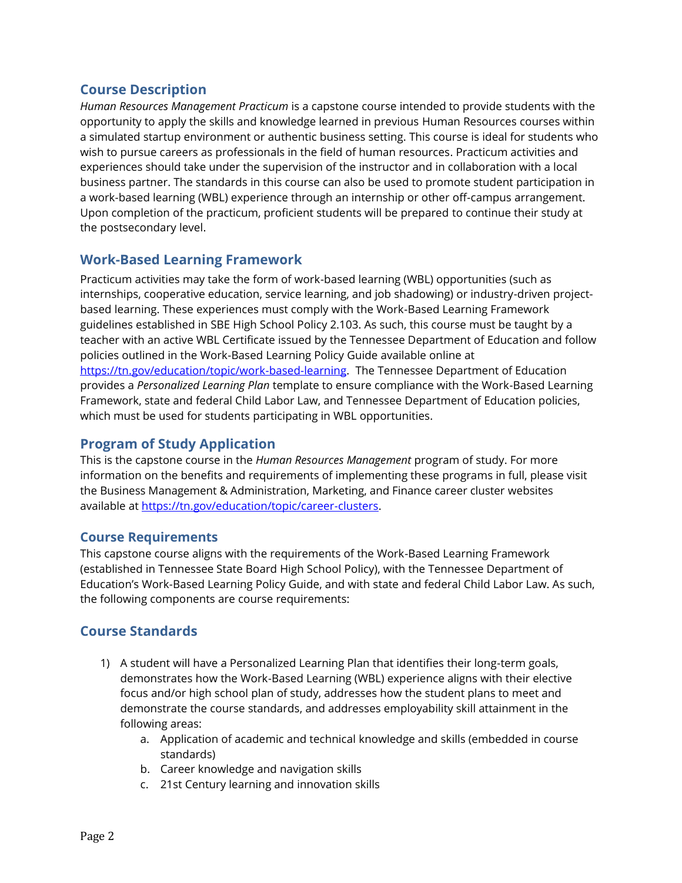## Course Description

*Human Resources Management Practicum* is a capstone course intended to provide students with the opportunity to apply the skills and knowledge learned in previous Human Resources courses within a simulated startup environment or authentic business setting. This course is ideal for students who wish to pursue careers as professionals in the field of human resources. Practicum activities and experiences should take under the supervision of the instructor and in collaboration with a local business partner. The standards in this course can also be used to promote student participation in a work-based learning (WBL) experience through an internship or other off-campus arrangement. Upon completion of the practicum, proficient students will be prepared to continue their study at the postsecondary level.

## Work-Based Learning Framework

Practicum activities may take the form of work-based learning (WBL) opportunities (such as internships, cooperative education, service learning, and job shadowing) or industry-driven project-based learning. These experiences must comply with the Work-Based Learning Framework guidelines established in SBE High School Policy 2.103. As such, this course must be taught by a teacher with an active WBL Certificate issued by the Tennessee Department of Education and follow policies outlined in the Work-Based Learning Policy Guide available online at https://tn.gov/education/topic/work-based-learning. The Tennessee Department of Education provides a *Personalized Learning Plan* template to ensure compliance with the Work-Based Learning Framework, state and federal Child Labor Law, and Tennessee Department of Education policies, which must be used for students participating in WBL opportunities.

## Program of Study Application

This is the capstone course in the *Human Resources Management* program of study. For more information on the benefits and requirements of implementing these programs in full, please visit the Business Management & Administration, Marketing, and Finance career cluster websites available at https://tn.gov/education/topic/career-clusters.

## Course Requirements

This capstone course aligns with the requirements of the Work-Based Learning Framework (established in Tennessee State Board High School Policy), with the Tennessee Department of Education's Work-Based Learning Policy Guide, and with state and federal Child Labor Law. As such, the following components are course requirements:

## Course Standards

1) A student will have a Personalized Learning Plan that identifies their long-term goals, demonstrates how the Work-Based Learning (WBL) experience aligns with their elective focus and/or high school plan of study, addresses how the student plans to meet and demonstrate the course standards, and addresses employability skill attainment in the following areas:
    a. Application of academic and technical knowledge and skills (embedded in course standards)
    b. Career knowledge and navigation skills
    c. 21st Century learning and innovation skills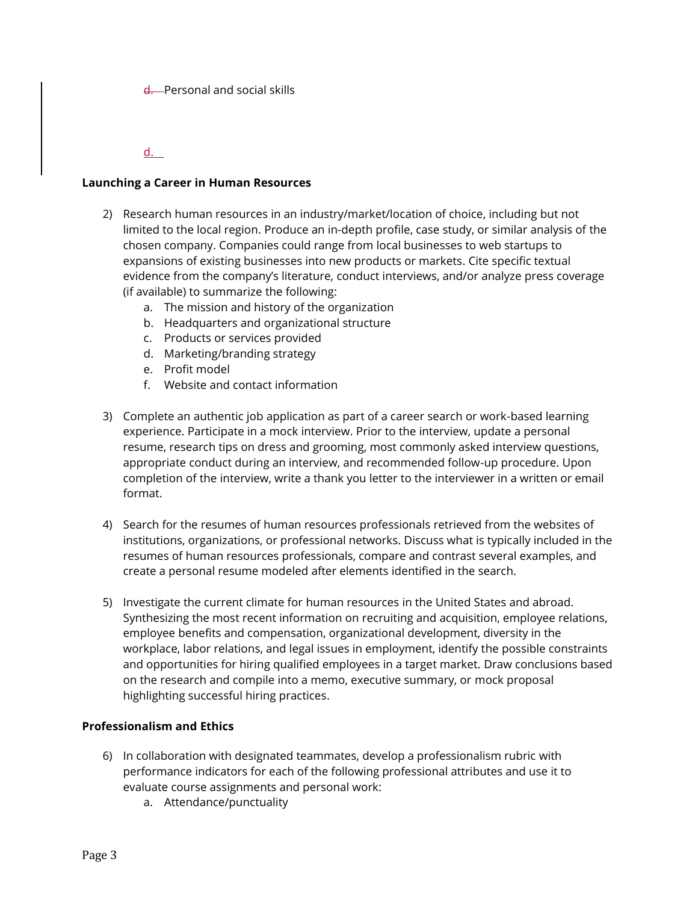d. Personal and social skills

d.

**Launching a Career in Human Resources**

2) Research human resources in an industry/market/location of choice, including but not limited to the local region. Produce an in-depth profile, case study, or similar analysis of the chosen company. Companies could range from local businesses to web startups to expansions of existing businesses into new products or markets. Cite specific textual evidence from the company's literature, conduct interviews, and/or analyze press coverage (if available) to summarize the following:
    a. The mission and history of the organization
    b. Headquarters and organizational structure
    c. Products or services provided
    d. Marketing/branding strategy
    e. Profit model
    f. Website and contact information

3) Complete an authentic job application as part of a career search or work-based learning experience. Participate in a mock interview. Prior to the interview, update a personal resume, research tips on dress and grooming, most commonly asked interview questions, appropriate conduct during an interview, and recommended follow-up procedure. Upon completion of the interview, write a thank you letter to the interviewer in a written or email format.

4) Search for the resumes of human resources professionals retrieved from the websites of institutions, organizations, or professional networks. Discuss what is typically included in the resumes of human resources professionals, compare and contrast several examples, and create a personal resume modeled after elements identified in the search.

5) Investigate the current climate for human resources in the United States and abroad. Synthesizing the most recent information on recruiting and acquisition, employee relations, employee benefits and compensation, organizational development, diversity in the workplace, labor relations, and legal issues in employment, identify the possible constraints and opportunities for hiring qualified employees in a target market. Draw conclusions based on the research and compile into a memo, executive summary, or mock proposal highlighting successful hiring practices.

**Professionalism and Ethics**

6) In collaboration with designated teammates, develop a professionalism rubric with performance indicators for each of the following professional attributes and use it to evaluate course assignments and personal work:
    a. Attendance/punctuality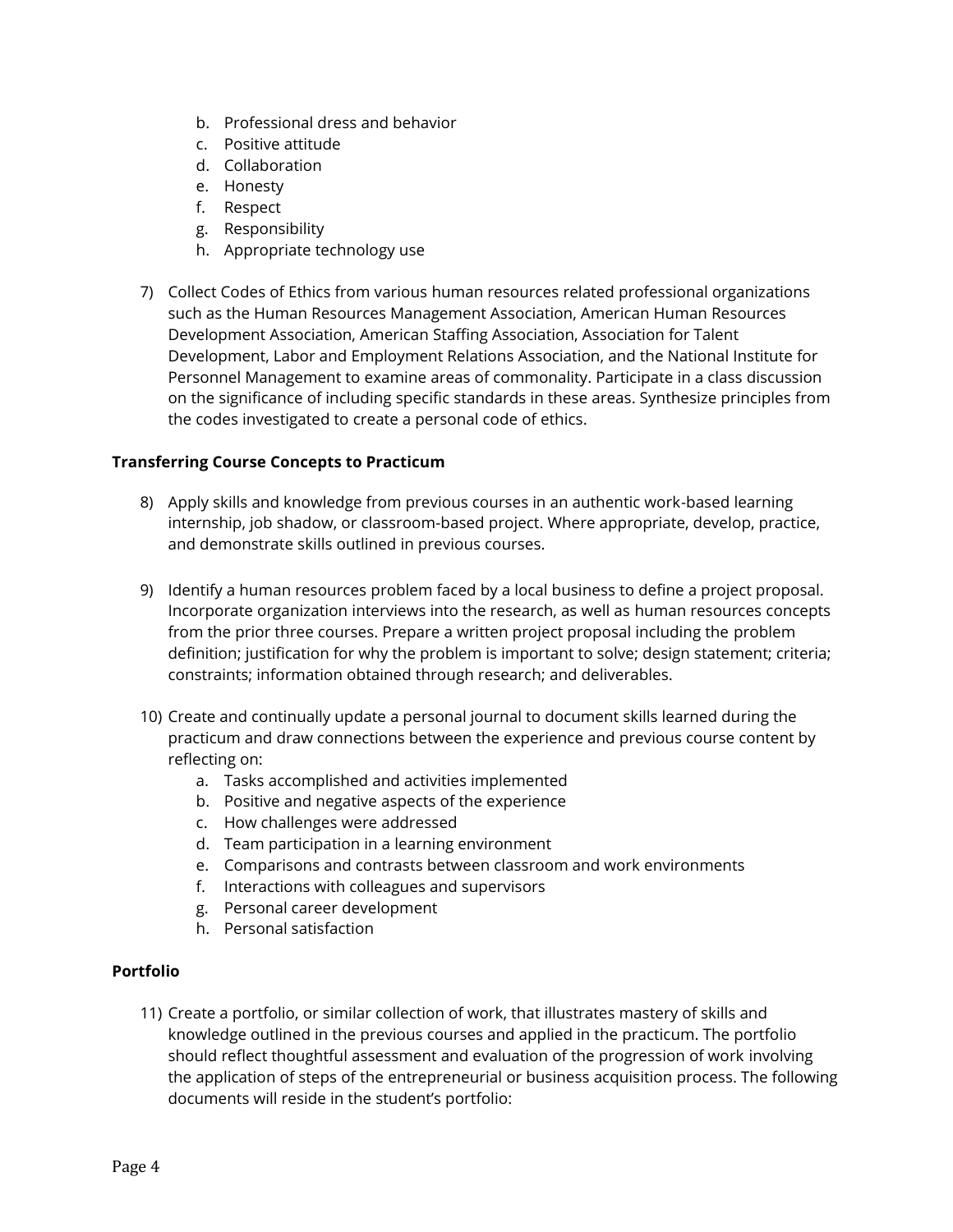b. Professional dress and behavior
   c. Positive attitude
   d. Collaboration
   e. Honesty
   f. Respect
   g. Responsibility
   h. Appropriate technology use

7) Collect Codes of Ethics from various human resources related professional organizations such as the Human Resources Management Association, American Human Resources Development Association, American Staffing Association, Association for Talent Development, Labor and Employment Relations Association, and the National Institute for Personnel Management to examine areas of commonality. Participate in a class discussion on the significance of including specific standards in these areas. Synthesize principles from the codes investigated to create a personal code of ethics.

**Transferring Course Concepts to Practicum**

8) Apply skills and knowledge from previous courses in an authentic work-based learning internship, job shadow, or classroom-based project. Where appropriate, develop, practice, and demonstrate skills outlined in previous courses.

9) Identify a human resources problem faced by a local business to define a project proposal. Incorporate organization interviews into the research, as well as human resources concepts from the prior three courses. Prepare a written project proposal including the problem definition; justification for why the problem is important to solve; design statement; criteria; constraints; information obtained through research; and deliverables.

10) Create and continually update a personal journal to document skills learned during the practicum and draw connections between the experience and previous course content by reflecting on:
    a. Tasks accomplished and activities implemented
    b. Positive and negative aspects of the experience
    c. How challenges were addressed
    d. Team participation in a learning environment
    e. Comparisons and contrasts between classroom and work environments
    f. Interactions with colleagues and supervisors
    g. Personal career development
    h. Personal satisfaction

**Portfolio**

11) Create a portfolio, or similar collection of work, that illustrates mastery of skills and knowledge outlined in the previous courses and applied in the practicum. The portfolio should reflect thoughtful assessment and evaluation of the progression of work involving the application of steps of the entrepreneurial or business acquisition process. The following documents will reside in the student's portfolio: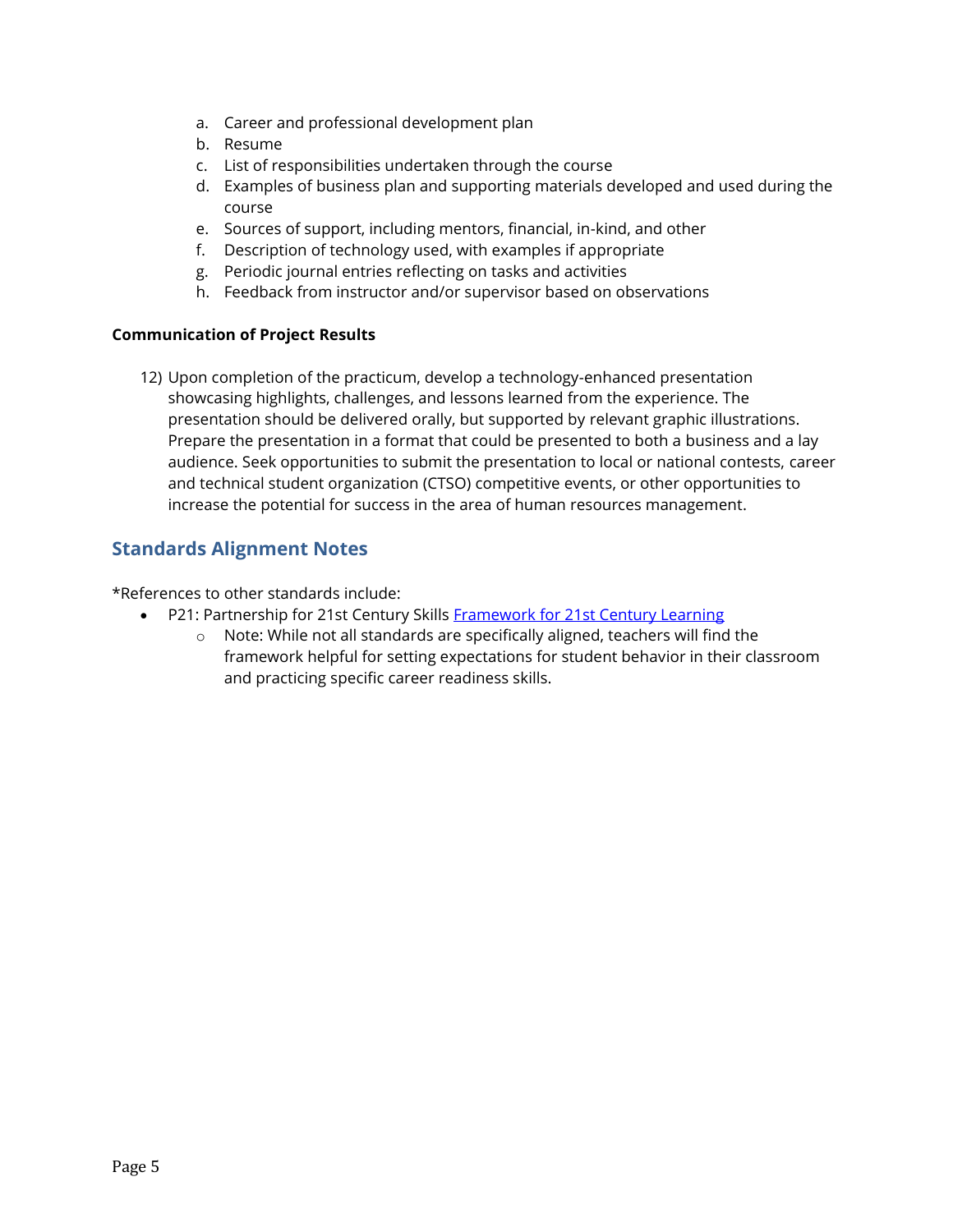a. Career and professional development plan
b. Resume
c. List of responsibilities undertaken through the course
d. Examples of business plan and supporting materials developed and used during the course
e. Sources of support, including mentors, financial, in-kind, and other
f. Description of technology used, with examples if appropriate
g. Periodic journal entries reflecting on tasks and activities
h. Feedback from instructor and/or supervisor based on observations

**Communication of Project Results**

12) Upon completion of the practicum, develop a technology-enhanced presentation showcasing highlights, challenges, and lessons learned from the experience. The presentation should be delivered orally, but supported by relevant graphic illustrations. Prepare the presentation in a format that could be presented to both a business and a lay audience. Seek opportunities to submit the presentation to local or national contests, career and technical student organization (CTSO) competitive events, or other opportunities to increase the potential for success in the area of human resources management.

## Standards Alignment Notes

*References to other standards include:

- P21: Partnership for 21st Century Skills [Framework for 21st Century Learning]
  - Note: While not all standards are specifically aligned, teachers will find the framework helpful for setting expectations for student behavior in their classroom and practicing specific career readiness skills.